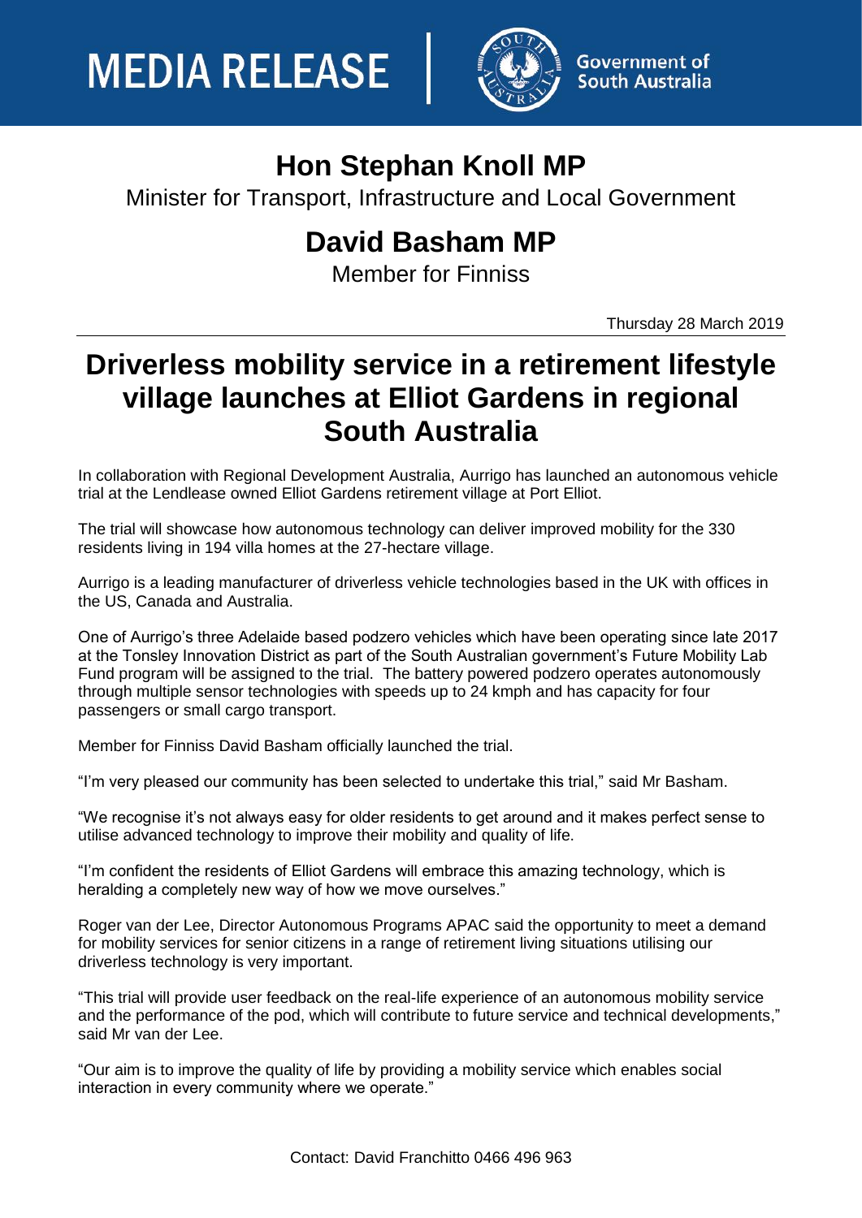MEDIA RELEASE

Government of South Australia

# Hon Stephan Knoll MP

Minister for Transport, Infrastructure and Local Government

# David Basham MP

Member for Finniss

Thursday 28 March 2019

# Driverless mobility service in a retirement lifestyle village launches at Elliot Gardens in regional South Australia

In collaboration with Regional Development Australia, Aurrigo has launched an autonomous vehicle trial at the Lendlease owned Elliot Gardens retirement village at Port Elliot.

The trial will showcase how autonomous technology can deliver improved mobility for the 330 residents living in 194 villa homes at the 27-hectare village.

Aurrigo is a leading manufacturer of driverless vehicle technologies based in the UK with offices in the US, Canada and Australia.

One of Aurrigo's three Adelaide based podzero vehicles which have been operating since late 2017 at the Tonsley Innovation District as part of the South Australian government's Future Mobility Lab Fund program will be assigned to the trial. The battery powered podzero operates autonomously through multiple sensor technologies with speeds up to 24 kmph and has capacity for four passengers or small cargo transport.

Member for Finniss David Basham officially launched the trial.

"I'm very pleased our community has been selected to undertake this trial," said Mr Basham.

"We recognise it's not always easy for older residents to get around and it makes perfect sense to utilise advanced technology to improve their mobility and quality of life.

"I'm confident the residents of Elliot Gardens will embrace this amazing technology, which is heralding a completely new way of how we move ourselves."

Roger van der Lee, Director Autonomous Programs APAC said the opportunity to meet a demand for mobility services for senior citizens in a range of retirement living situations utilising our driverless technology is very important.

"This trial will provide user feedback on the real-life experience of an autonomous mobility service and the performance of the pod, which will contribute to future service and technical developments," said Mr van der Lee.

"Our aim is to improve the quality of life by providing a mobility service which enables social interaction in every community where we operate."

Contact: David Franchitto 0466 496 963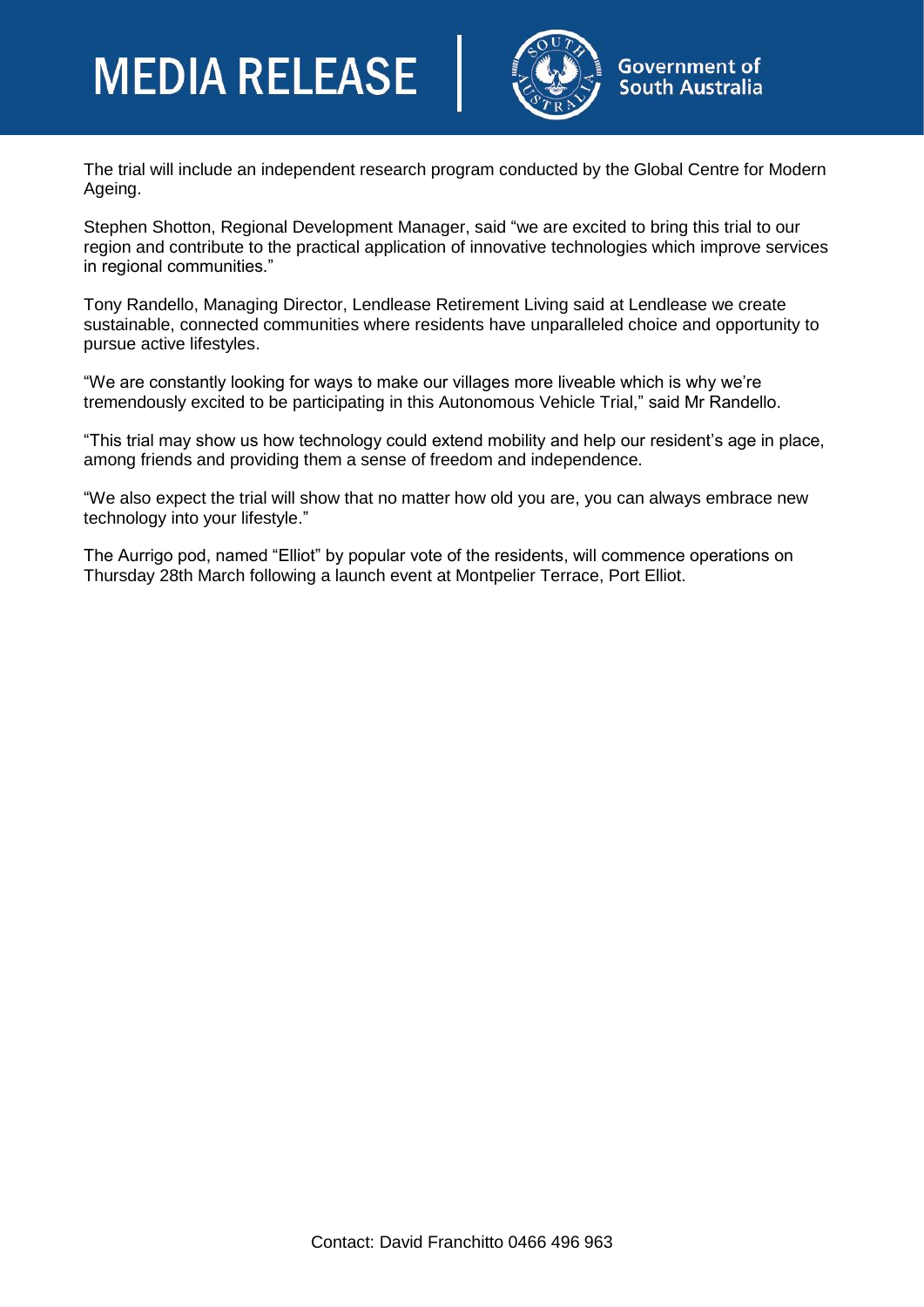The trial will include an independent research program conducted by the Global Centre for Modern Ageing.

Stephen Shotton, Regional Development Manager, said "we are excited to bring this trial to our region and contribute to the practical application of innovative technologies which improve services in regional communities."

Tony Randello, Managing Director, Lendlease Retirement Living said at Lendlease we create sustainable, connected communities where residents have unparalleled choice and opportunity to pursue active lifestyles.

"We are constantly looking for ways to make our villages more liveable which is why we're tremendously excited to be participating in this Autonomous Vehicle Trial," said Mr Randello.

"This trial may show us how technology could extend mobility and help our resident's age in place, among friends and providing them a sense of freedom and independence.

"We also expect the trial will show that no matter how old you are, you can always embrace new technology into your lifestyle."

The Aurrigo pod, named "Elliot" by popular vote of the residents, will commence operations on Thursday 28th March following a launch event at Montpelier Terrace, Port Elliot.

Contact: David Franchitto 0466 496 963